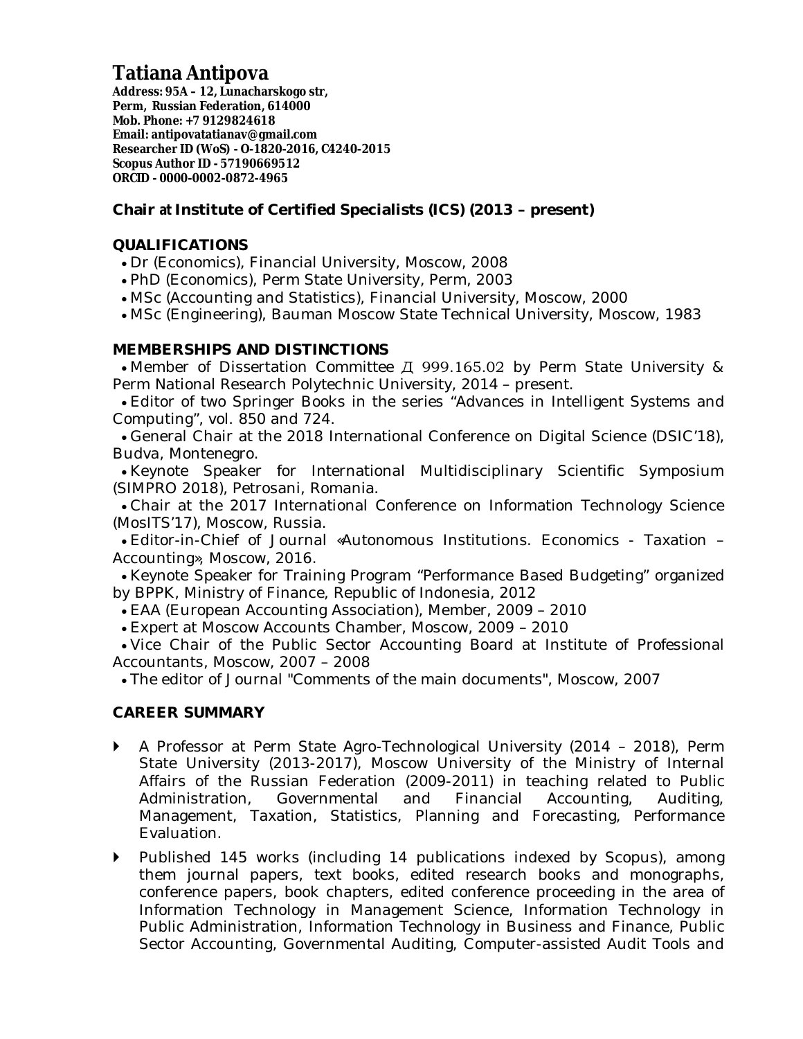# Tatiana Antipova

**Address: 95A – 12, Lunacharskogo str,**
**Perm, Russian Federation, 614000**
**Mob. Phone: +7 9129824618**
**Email: antipovatatianav@gmail.com**
**Researcher ID (WoS) - O-1820-2016, C4240-2015**
**Scopus Author ID - 57190669512**
**ORCID - 0000-0002-0872-4965**

**Chair at Institute of Certified Specialists (ICS) (2013 – present)**

## QUALIFICATIONS

- Dr (Economics), Financial University, Moscow, 2008
- PhD (Economics), Perm State University, Perm, 2003
- MSc (Accounting and Statistics), Financial University, Moscow, 2000
- MSc (Engineering), Bauman Moscow State Technical University, Moscow, 1983

## MEMBERSHIPS AND DISTINCTIONS

- Member of Dissertation Committee Д 999.165.02 by Perm State University & Perm National Research Polytechnic University, 2014 – present.
- Editor of two Springer Books in the series "Advances in Intelligent Systems and Computing", vol. 850 and 724.
- General Chair at the 2018 International Conference on Digital Science (DSIC'18), Budva, Montenegro.
- Keynote Speaker for International Multidisciplinary Scientific Symposium (SIMPRO 2018), Petrosani, Romania.
- Chair at the 2017 International Conference on Information Technology Science (MosITS'17), Moscow, Russia.
- Editor-in-Chief of Journal «Autonomous Institutions. Economics - Taxation – Accounting», Moscow, 2016.
- Keynote Speaker for Training Program "Performance Based Budgeting" organized by BPPK, Ministry of Finance, Republic of Indonesia, 2012
- EAA (European Accounting Association), Member, 2009 – 2010
- Expert at Moscow Accounts Chamber, Moscow, 2009 – 2010
- Vice Chair of the Public Sector Accounting Board at Institute of Professional Accountants, Moscow, 2007 – 2008
- The editor of Journal "Comments of the main documents", Moscow, 2007

## CAREER SUMMARY

- A Professor at Perm State Agro-Technological University (2014 – 2018), Perm State University (2013-2017), Moscow University of the Ministry of Internal Affairs of the Russian Federation (2009-2011) in teaching related to Public Administration, Governmental and Financial Accounting, Auditing, Management, Taxation, Statistics, Planning and Forecasting, Performance Evaluation.
- Published 145 works (including 14 publications indexed by Scopus), among them journal papers, text books, edited research books and monographs, conference papers, book chapters, edited conference proceeding in the area of Information Technology in Management Science, Information Technology in Public Administration, Information Technology in Business and Finance, Public Sector Accounting, Governmental Auditing, Computer-assisted Audit Tools and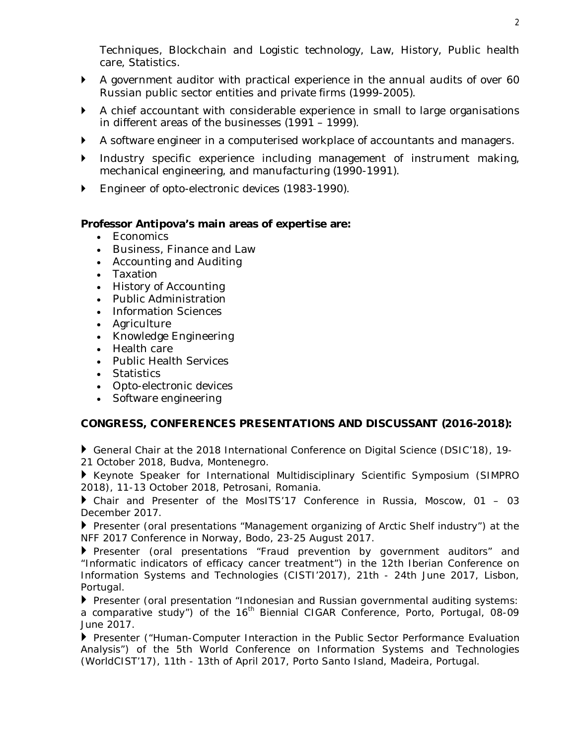Techniques, Blockchain and Logistic technology, Law, History, Public health care, Statistics.

- A government auditor with practical experience in the annual audits of over 60 Russian public sector entities and private firms (1999-2005).
- A chief accountant with considerable experience in small to large organisations in different areas of the businesses (1991 – 1999).
- A software engineer in a computerised workplace of accountants and managers.
- Industry specific experience including management of instrument making, mechanical engineering, and manufacturing (1990-1991).
- Engineer of opto-electronic devices (1983-1990).

**Professor Antipova's main areas of expertise are:**

- Economics
- Business, Finance and Law
- Accounting and Auditing
- Taxation
- History of Accounting
- Public Administration
- Information Sciences
- Agriculture
- Knowledge Engineering
- Health care
- Public Health Services
- Statistics
- Opto-electronic devices
- Software engineering

## CONGRESS, CONFERENCES PRESENTATIONS AND DISCUSSANT (2016-2018):

- General Chair at the 2018 International Conference on Digital Science (DSIC'18), 19-21 October 2018, Budva, Montenegro.
- Keynote Speaker for International Multidisciplinary Scientific Symposium (SIMPRO 2018), 11-13 October 2018, Petrosani, Romania.
- Chair and Presenter of the MosITS'17 Conference in Russia, Moscow, 01 – 03 December 2017.
- Presenter (oral presentations "Management organizing of Arctic Shelf industry") at the NFF 2017 Conference in Norway, Bodo, 23-25 August 2017.
- Presenter (oral presentations "Fraud prevention by government auditors" and "Informatic indicators of efficacy cancer treatment") in the 12th Iberian Conference on Information Systems and Technologies (CISTI'2017), 21th - 24th June 2017, Lisbon, Portugal.
- Presenter (oral presentation "Indonesian and Russian governmental auditing systems: a comparative study") of the 16th Biennial CIGAR Conference, Porto, Portugal, 08-09 June 2017.
- Presenter ("Human-Computer Interaction in the Public Sector Performance Evaluation Analysis") of the 5th World Conference on Information Systems and Technologies (WorldCIST'17), 11th - 13th of April 2017, Porto Santo Island, Madeira, Portugal.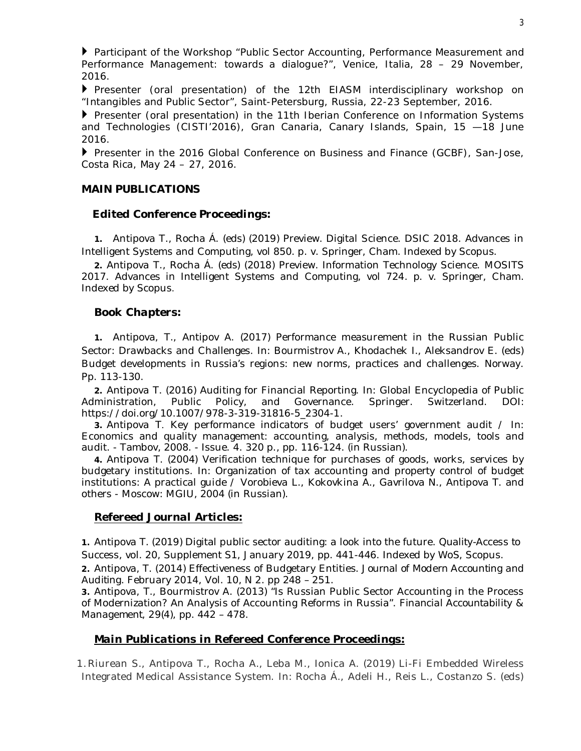- ▸ Participant of the Workshop "Public Sector Accounting, Performance Measurement and Performance Management: towards a dialogue?", Venice, Italia, 28 – 29 November, 2016.
- ▸ Presenter (oral presentation) of the 12th EIASM interdisciplinary workshop on "Intangibles and Public Sector", Saint-Petersburg, Russia, 22-23 September, 2016.
- ▸ Presenter (oral presentation) in the 11th Iberian Conference on Information Systems and Technologies (CISTI'2016), Gran Canaria, Canary Islands, Spain, 15 —18 June 2016.
- ▸ Presenter in the 2016 Global Conference on Business and Finance (GCBF), San-Jose, Costa Rica, May 24 – 27, 2016.

## MAIN PUBLICATIONS

### *Edited Conference Proceedings:*

**1.** Antipova T., Rocha Á. (eds) (2019) Preview. Digital Science. DSIC 2018. Advances in Intelligent Systems and Computing, vol 850. p. v. Springer, Cham. Indexed by Scopus.

**2.** Antipova T., Rocha Á. (eds) (2018) Preview. Information Technology Science. MOSITS 2017. Advances in Intelligent Systems and Computing, vol 724. p. v. Springer, Cham. Indexed by Scopus.

### *Book Chapters:*

**1.** Antipova, T., Antipov A. (2017) Performance measurement in the Russian Public Sector: Drawbacks and Challenges. In: Bourmistrov A., Khodachek I., Aleksandrov E. (eds) Budget developments in Russia's regions: new norms, practices and challenges. Norway. Pp. 113-130.

**2.** Antipova T. (2016) Auditing for Financial Reporting. In: Global Encyclopedia of Public Administration, Public Policy, and Governance. Springer. Switzerland. DOI: https://doi.org/10.1007/978-3-319-31816-5_2304-1.

**3.** Antipova T. Key performance indicators of budget users' government audit / In: Economics and quality management: accounting, analysis, methods, models, tools and audit. - Tambov, 2008. - Issue. 4. 320 p., pp. 116-124. (in Russian).

**4.** Antipova T. (2004) Verification technique for purchases of goods, works, services by budgetary institutions. In: Organization of tax accounting and property control of budget institutions: A practical guide / Vorobieva L., Kokovkina A., Gavrilova N., Antipova T. and others - Moscow: MGIU, 2004 (in Russian).

### *Refereed Journal Articles:*

**1.** Antipova T. (2019) Digital public sector auditing: a look into the future. Quality-Access to Success, vol. 20, Supplement S1, January 2019, pp. 441-446. Indexed by WoS, Scopus.

**2.** Antipova, T. (2014) Effectiveness of Budgetary Entities. Journal of Modern Accounting and Auditing. February 2014, Vol. 10, N 2. pp 248 – 251.

**3.** Antipova, T., Bourmistrov A. (2013) "Is Russian Public Sector Accounting in the Process of Modernization? An Analysis of Accounting Reforms in Russia". Financial Accountability & Management, 29(4), pp. 442 – 478.

### *Main Publications in Refereed Conference Proceedings:*

1. Riurean S., Antipova T., Rocha A., Leba M., Ionica A. (2019) Li-Fi Embedded Wireless Integrated Medical Assistance System. In: Rocha Á., Adeli H., Reis L., Costanzo S. (eds)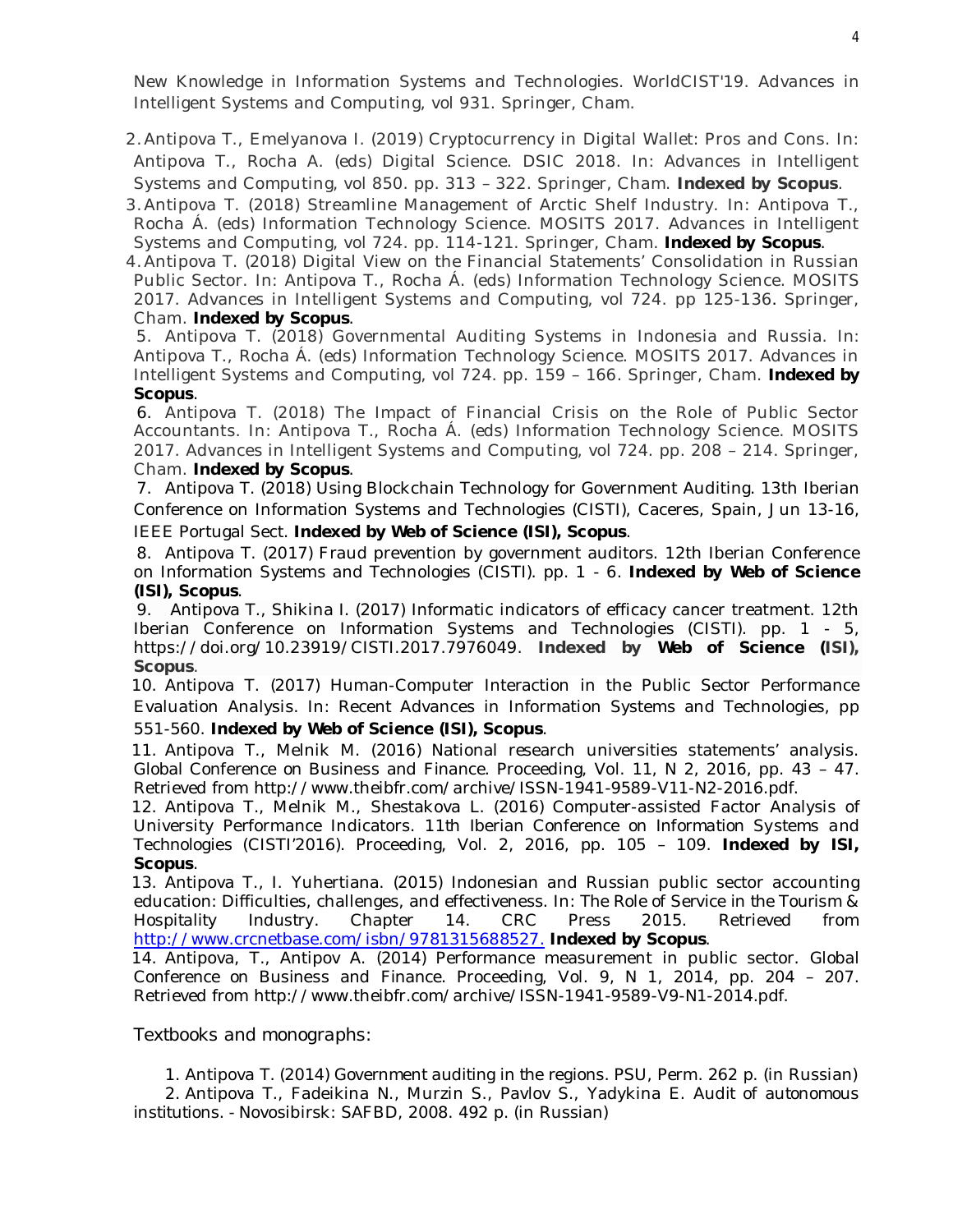New Knowledge in Information Systems and Technologies. WorldCIST'19. Advances in Intelligent Systems and Computing, vol 931. Springer, Cham.

2. Antipova T., Emelyanova I. (2019) Cryptocurrency in Digital Wallet: Pros and Cons. In: Antipova T., Rocha A. (eds) Digital Science. DSIC 2018. In: Advances in Intelligent Systems and Computing, vol 850. pp. 313 – 322. Springer, Cham. **Indexed by Scopus**.
3. Antipova T. (2018) Streamline Management of Arctic Shelf Industry. In: Antipova T., Rocha Á. (eds) Information Technology Science. MOSITS 2017. Advances in Intelligent Systems and Computing, vol 724. pp. 114-121. Springer, Cham. **Indexed by Scopus**.
4. Antipova T. (2018) Digital View on the Financial Statements' Consolidation in Russian Public Sector. In: Antipova T., Rocha Á. (eds) Information Technology Science. MOSITS 2017. Advances in Intelligent Systems and Computing, vol 724. pp 125-136. Springer, Cham. **Indexed by Scopus**.
5. Antipova T. (2018) Governmental Auditing Systems in Indonesia and Russia. In: Antipova T., Rocha Á. (eds) Information Technology Science. MOSITS 2017. Advances in Intelligent Systems and Computing, vol 724. pp. 159 – 166. Springer, Cham. **Indexed by Scopus**.
6. Antipova T. (2018) The Impact of Financial Crisis on the Role of Public Sector Accountants. In: Antipova T., Rocha Á. (eds) Information Technology Science. MOSITS 2017. Advances in Intelligent Systems and Computing, vol 724. pp. 208 – 214. Springer, Cham. **Indexed by Scopus**.
7. Antipova T. (2018) Using Blockchain Technology for Government Auditing. 13th Iberian Conference on Information Systems and Technologies (CISTI), Caceres, Spain, Jun 13-16, IEEE Portugal Sect. **Indexed by Web of Science (ISI), Scopus**.
8. Antipova T. (2017) Fraud prevention by government auditors. 12th Iberian Conference on Information Systems and Technologies (CISTI). pp. 1 - 6. **Indexed by Web of Science (ISI), Scopus**.
9. Antipova T., Shikina I. (2017) Informatic indicators of efficacy cancer treatment. 12th Iberian Conference on Information Systems and Technologies (CISTI). pp. 1 - 5, https://doi.org/10.23919/CISTI.2017.7976049. **Indexed by Web of Science (ISI), Scopus**.
10. Antipova T. (2017) Human-Computer Interaction in the Public Sector Performance Evaluation Analysis. In: Recent Advances in Information Systems and Technologies, pp 551-560. **Indexed by Web of Science (ISI), Scopus**.
11. Antipova T., Melnik M. (2016) National research universities statements' analysis. Global Conference on Business and Finance. Proceeding, Vol. 11, N 2, 2016, pp. 43 – 47. Retrieved from http://www.theibfr.com/archive/ISSN-1941-9589-V11-N2-2016.pdf.
12. Antipova T., Melnik M., Shestakova L. (2016) Computer-assisted Factor Analysis of University Performance Indicators. 11th Iberian Conference on Information Systems and Technologies (CISTI'2016). Proceeding, Vol. 2, 2016, pp. 105 – 109. **Indexed by ISI, Scopus**.
13. Antipova T., I. Yuhertiana. (2015) Indonesian and Russian public sector accounting education: Difficulties, challenges, and effectiveness. In: The Role of Service in the Tourism & Hospitality Industry. Chapter 14. CRC Press 2015. Retrieved from http://www.crcnetbase.com/isbn/9781315688527. **Indexed by Scopus**.
14. Antipova, T., Antipov A. (2014) Performance measurement in public sector. Global Conference on Business and Finance. Proceeding, Vol. 9, N 1, 2014, pp. 204 – 207. Retrieved from http://www.theibfr.com/archive/ISSN-1941-9589-V9-N1-2014.pdf.

Textbooks and monographs:

1. Antipova T. (2014) Government auditing in the regions. PSU, Perm. 262 p. (in Russian)
2. Antipova T., Fadeikina N., Murzin S., Pavlov S., Yadykina E. Audit of autonomous institutions. - Novosibirsk: SAFBD, 2008. 492 p. (in Russian)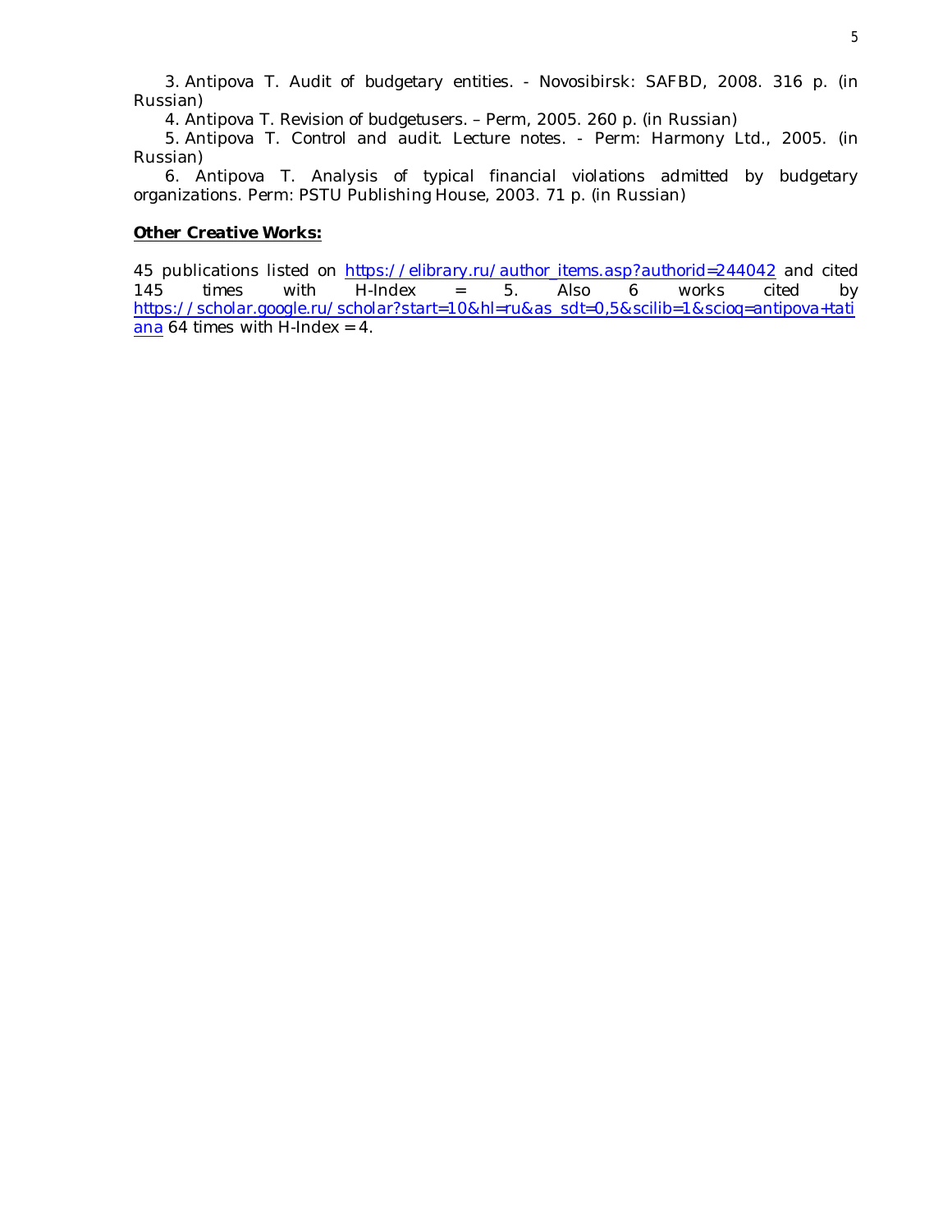3. Antipova T. Audit of budgetary entities. - Novosibirsk: SAFBD, 2008. 316 p. (in Russian)

4. Antipova T. Revision of budgetusers. – Perm, 2005. 260 p. (in Russian)

5. Antipova T. Control and audit. Lecture notes. - Perm: Harmony Ltd., 2005. (in Russian)

6. Antipova T. Analysis of typical financial violations admitted by budgetary organizations. Perm: PSTU Publishing House, 2003. 71 p. (in Russian)

**Other Creative Works:**

45 publications listed on https://elibrary.ru/author_items.asp?authorid=244042 and cited 145 times with H-Index = 5. Also 6 works cited by https://scholar.google.ru/scholar?start=10&hl=ru&as_sdt=0,5&scilib=1&scioq=antipova+tatiana 64 times with H-Index = 4.